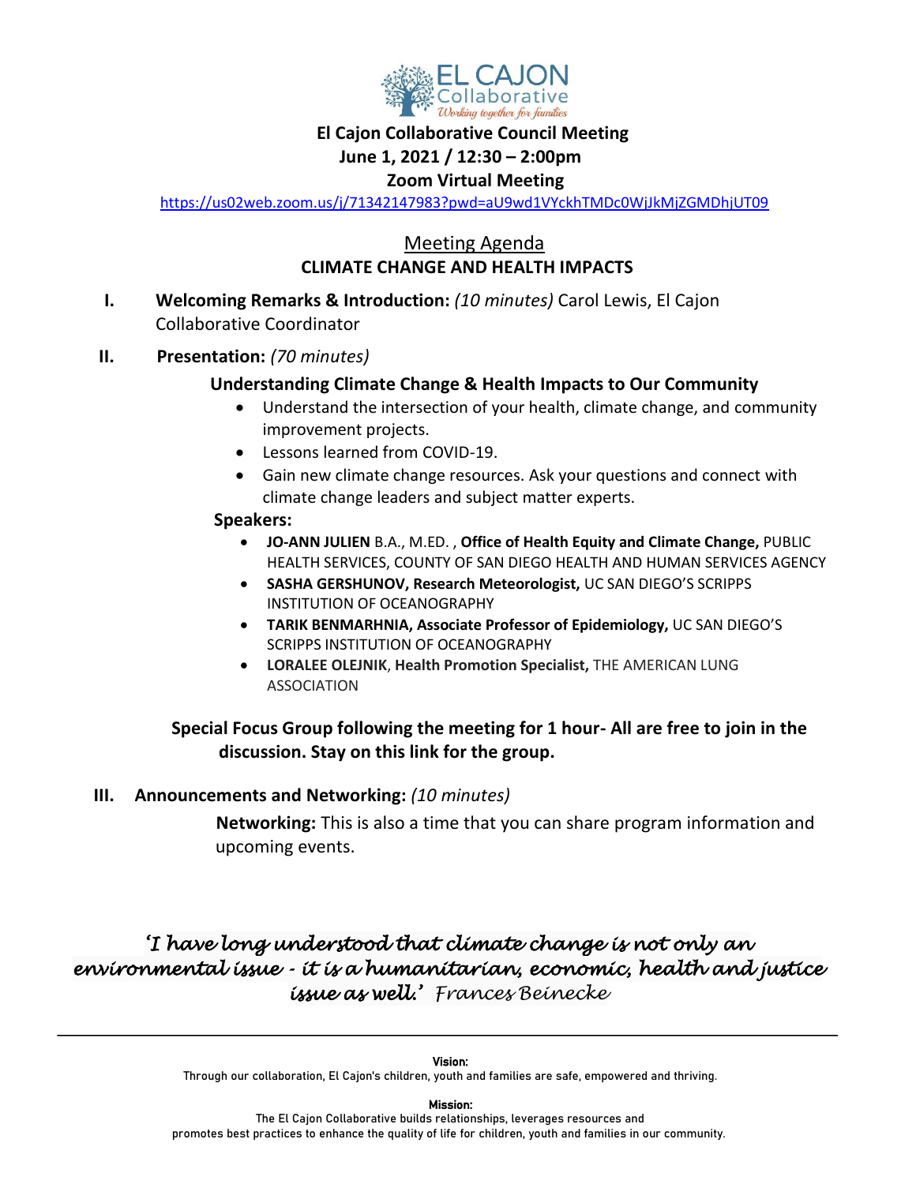EL CAJON Collaborative
*Working together for families*

**El Cajon Collaborative Council Meeting**
**June 1, 2021 / 12:30 – 2:00pm**
**Zoom Virtual Meeting**

https://us02web.zoom.us/j/71342147983?pwd=aU9wd1VYckhTMDc0WjJkMjZGMDhjUT09

## Meeting Agenda

## CLIMATE CHANGE AND HEALTH IMPACTS

**I. Welcoming Remarks & Introduction:** *(10 minutes)* Carol Lewis, El Cajon Collaborative Coordinator

**II. Presentation:** *(70 minutes)*

**Understanding Climate Change & Health Impacts to Our Community**

- Understand the intersection of your health, climate change, and community improvement projects.
- Lessons learned from COVID-19.
- Gain new climate change resources. Ask your questions and connect with climate change leaders and subject matter experts.

**Speakers:**

- **JO-ANN JULIEN** B.A., M.ED. , **Office of Health Equity and Climate Change,** PUBLIC HEALTH SERVICES, COUNTY OF SAN DIEGO HEALTH AND HUMAN SERVICES AGENCY
- **SASHA GERSHUNOV, Research Meteorologist,** UC SAN DIEGO'S SCRIPPS INSTITUTION OF OCEANOGRAPHY
- **TARIK BENMARHNIA, Associate Professor of Epidemiology,** UC SAN DIEGO'S SCRIPPS INSTITUTION OF OCEANOGRAPHY
- **LORALEE OLEJNIK**, **Health Promotion Specialist,** THE AMERICAN LUNG ASSOCIATION

**Special Focus Group following the meeting for 1 hour- All are free to join in the discussion. Stay on this link for the group.**

**III. Announcements and Networking:** *(10 minutes)*

**Networking:** This is also a time that you can share program information and upcoming events.

*'I have long understood that climate change is not only an environmental issue - it is a humanitarian, economic, health and justice issue as well.'* Frances Beinecke

---

**Vision:**
Through our collaboration, El Cajon's children, youth and families are safe, empowered and thriving.

**Mission:**
The El Cajon Collaborative builds relationships, leverages resources and promotes best practices to enhance the quality of life for children, youth and families in our community.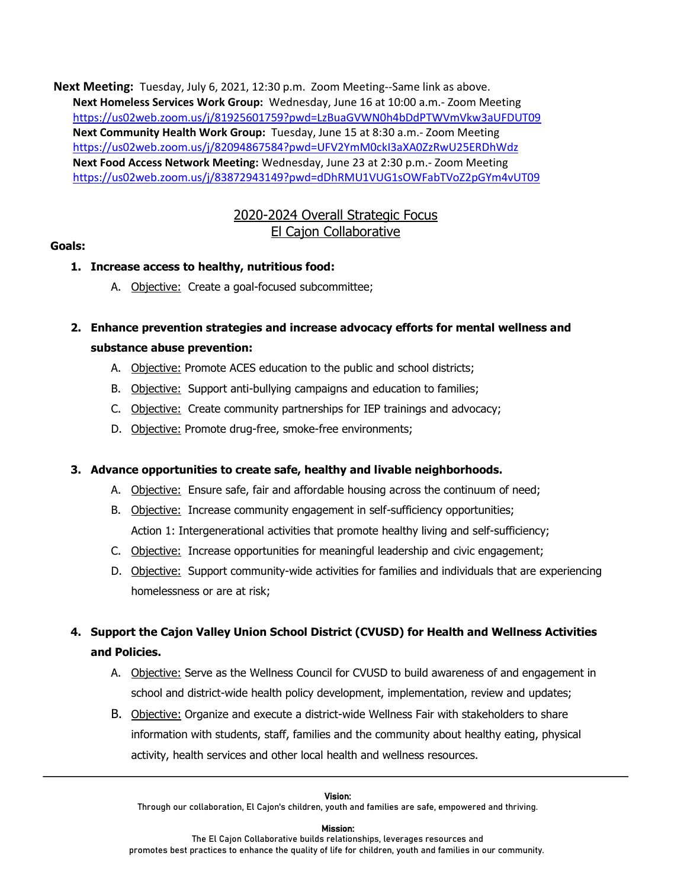**Next Meeting:** Tuesday, July 6, 2021, 12:30 p.m. Zoom Meeting--Same link as above.

**Next Homeless Services Work Group:** Wednesday, June 16 at 10:00 a.m.- Zoom Meeting
https://us02web.zoom.us/j/81925601759?pwd=LzBuaGVWN0h4bDdPTWVmVkw3aUFDUT09

**Next Community Health Work Group:** Tuesday, June 15 at 8:30 a.m.- Zoom Meeting
https://us02web.zoom.us/j/82094867584?pwd=UFV2YmM0ckI3aXA0ZzRwU25ERDhWdz

**Next Food Access Network Meeting:** Wednesday, June 23 at 2:30 p.m.- Zoom Meeting
https://us02web.zoom.us/j/83872943149?pwd=dDhRMU1VUG1sOWFabTVoZ2pGYm4vUT09

## 2020-2024 Overall Strategic Focus
## El Cajon Collaborative

**Goals:**

1. **Increase access to healthy, nutritious food:**
   A. Objective: Create a goal-focused subcommittee;

2. **Enhance prevention strategies and increase advocacy efforts for mental wellness and substance abuse prevention:**
   A. Objective: Promote ACES education to the public and school districts;
   B. Objective: Support anti-bullying campaigns and education to families;
   C. Objective: Create community partnerships for IEP trainings and advocacy;
   D. Objective: Promote drug-free, smoke-free environments;

3. **Advance opportunities to create safe, healthy and livable neighborhoods.**
   A. Objective: Ensure safe, fair and affordable housing across the continuum of need;
   B. Objective: Increase community engagement in self-sufficiency opportunities;
   Action 1: Intergenerational activities that promote healthy living and self-sufficiency;
   C. Objective: Increase opportunities for meaningful leadership and civic engagement;
   D. Objective: Support community-wide activities for families and individuals that are experiencing homelessness or are at risk;

4. **Support the Cajon Valley Union School District (CVUSD) for Health and Wellness Activities and Policies.**
   A. Objective: Serve as the Wellness Council for CVUSD to build awareness of and engagement in school and district-wide health policy development, implementation, review and updates;
   B. Objective: Organize and execute a district-wide Wellness Fair with stakeholders to share information with students, staff, families and the community about healthy eating, physical activity, health services and other local health and wellness resources.

---

**Vision:**
Through our collaboration, El Cajon's children, youth and families are safe, empowered and thriving.

**Mission:**
The El Cajon Collaborative builds relationships, leverages resources and promotes best practices to enhance the quality of life for children, youth and families in our community.